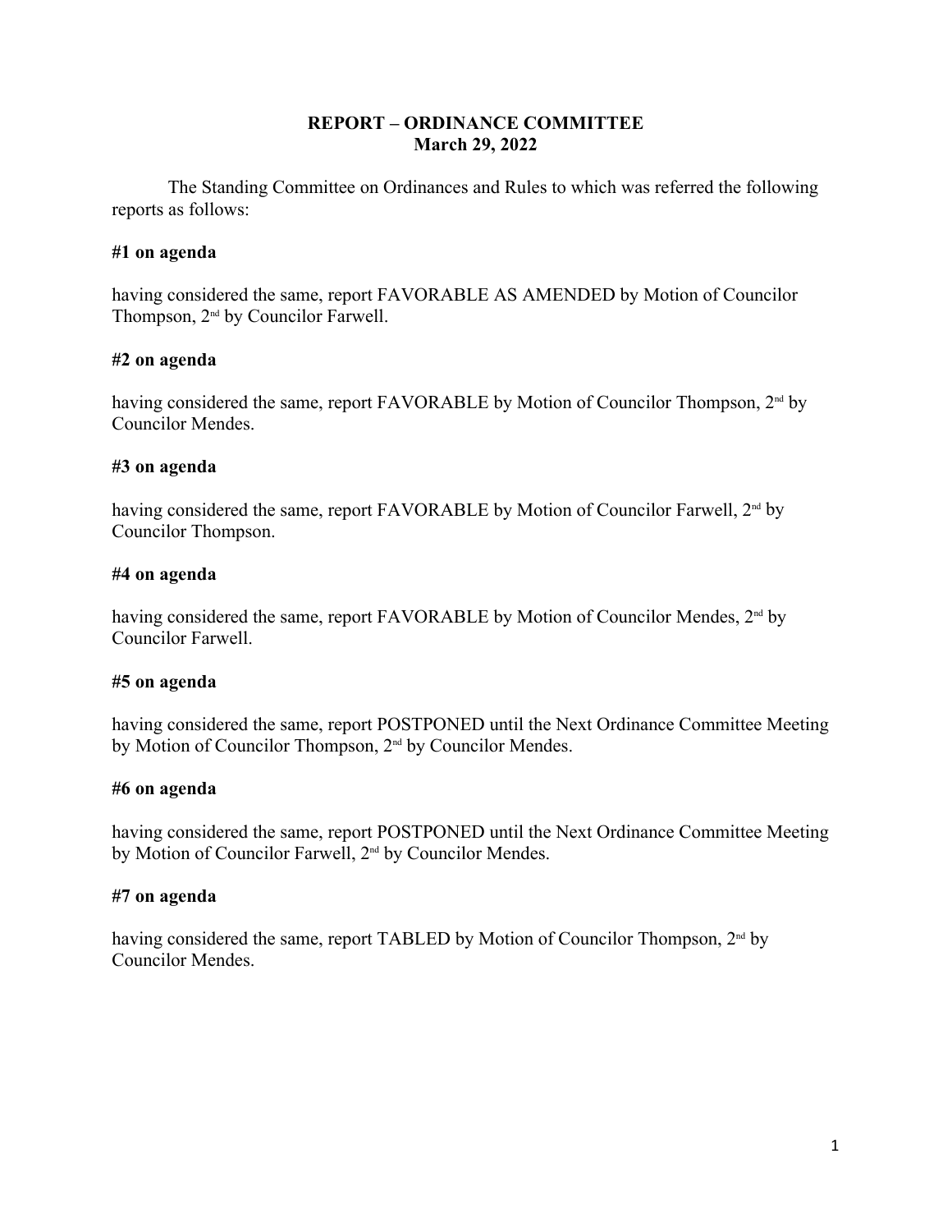**REPORT – ORDINANCE COMMITTEE**
**March 29, 2022**

The Standing Committee on Ordinances and Rules to which was referred the following reports as follows:

**#1 on agenda**

having considered the same, report FAVORABLE AS AMENDED by Motion of Councilor Thompson, 2nd by Councilor Farwell.

**#2 on agenda**

having considered the same, report FAVORABLE by Motion of Councilor Thompson, 2nd by Councilor Mendes.

**#3 on agenda**

having considered the same, report FAVORABLE by Motion of Councilor Farwell, 2nd by Councilor Thompson.

**#4 on agenda**

having considered the same, report FAVORABLE by Motion of Councilor Mendes, 2nd by Councilor Farwell.

**#5 on agenda**

having considered the same, report POSTPONED until the Next Ordinance Committee Meeting by Motion of Councilor Thompson, 2nd by Councilor Mendes.

**#6 on agenda**

having considered the same, report POSTPONED until the Next Ordinance Committee Meeting by Motion of Councilor Farwell, 2nd by Councilor Mendes.

**#7 on agenda**

having considered the same, report TABLED by Motion of Councilor Thompson, 2nd by Councilor Mendes.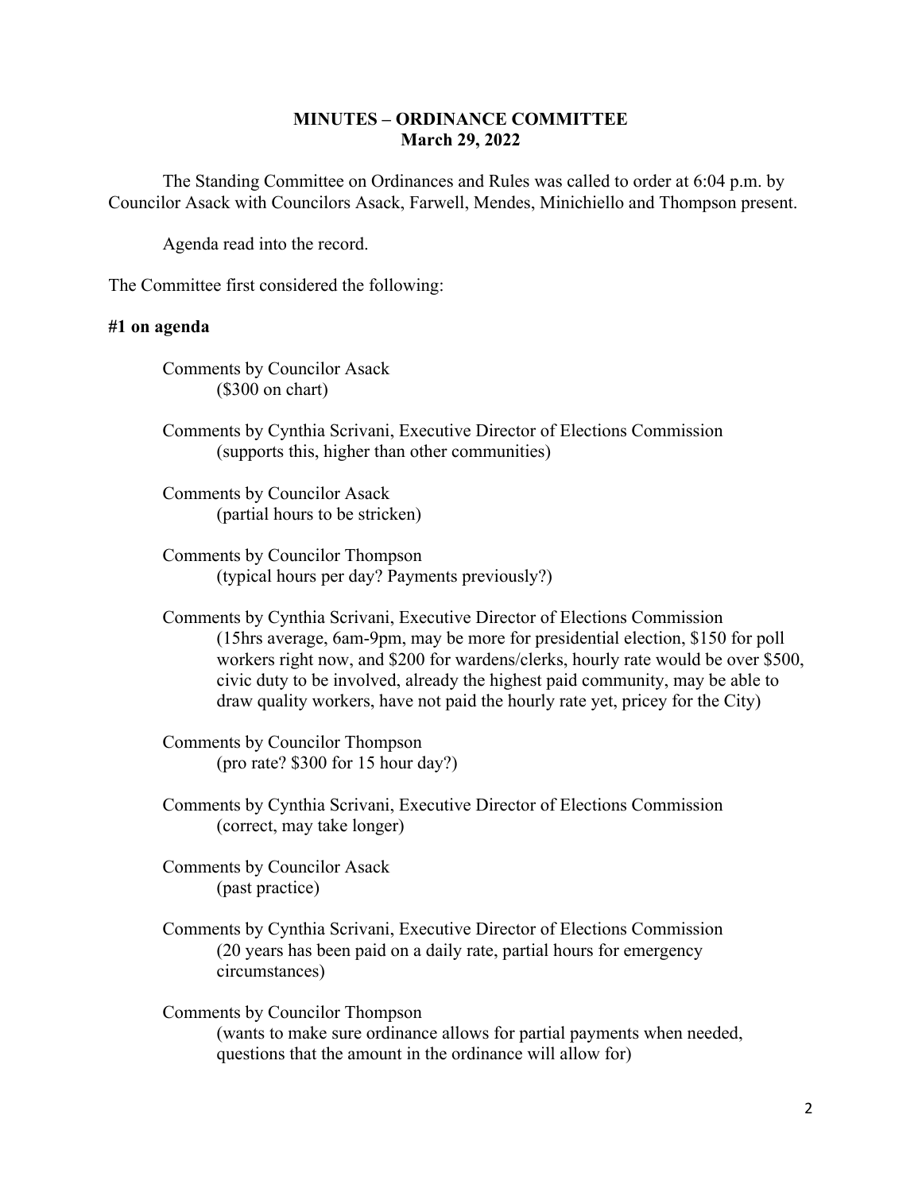# MINUTES – ORDINANCE COMMITTEE
## March 29, 2022

The Standing Committee on Ordinances and Rules was called to order at 6:04 p.m. by Councilor Asack with Councilors Asack, Farwell, Mendes, Minichiello and Thompson present.

Agenda read into the record.

The Committee first considered the following:

**#1 on agenda**

Comments by Councilor Asack
(\$300 on chart)

Comments by Cynthia Scrivani, Executive Director of Elections Commission
(supports this, higher than other communities)

Comments by Councilor Asack
(partial hours to be stricken)

Comments by Councilor Thompson
(typical hours per day? Payments previously?)

Comments by Cynthia Scrivani, Executive Director of Elections Commission
(15hrs average, 6am-9pm, may be more for presidential election, \$150 for poll workers right now, and \$200 for wardens/clerks, hourly rate would be over \$500, civic duty to be involved, already the highest paid community, may be able to draw quality workers, have not paid the hourly rate yet, pricey for the City)

Comments by Councilor Thompson
(pro rate? \$300 for 15 hour day?)

Comments by Cynthia Scrivani, Executive Director of Elections Commission
(correct, may take longer)

Comments by Councilor Asack
(past practice)

Comments by Cynthia Scrivani, Executive Director of Elections Commission
(20 years has been paid on a daily rate, partial hours for emergency circumstances)

Comments by Councilor Thompson
(wants to make sure ordinance allows for partial payments when needed, questions that the amount in the ordinance will allow for)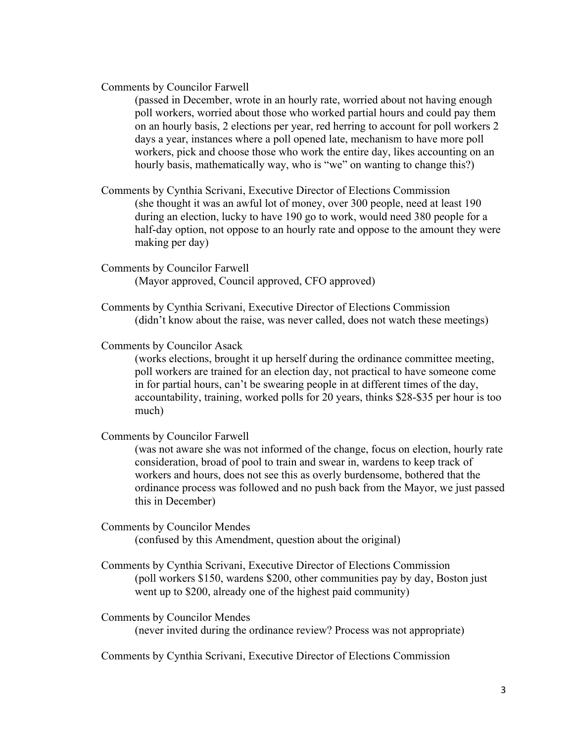Comments by Councilor Farwell

(passed in December, wrote in an hourly rate, worried about not having enough poll workers, worried about those who worked partial hours and could pay them on an hourly basis, 2 elections per year, red herring to account for poll workers 2 days a year, instances where a poll opened late, mechanism to have more poll workers, pick and choose those who work the entire day, likes accounting on an hourly basis, mathematically way, who is "we" on wanting to change this?)

Comments by Cynthia Scrivani, Executive Director of Elections Commission

(she thought it was an awful lot of money, over 300 people, need at least 190 during an election, lucky to have 190 go to work, would need 380 people for a half-day option, not oppose to an hourly rate and oppose to the amount they were making per day)

Comments by Councilor Farwell

(Mayor approved, Council approved, CFO approved)

Comments by Cynthia Scrivani, Executive Director of Elections Commission

(didn't know about the raise, was never called, does not watch these meetings)

Comments by Councilor Asack

(works elections, brought it up herself during the ordinance committee meeting, poll workers are trained for an election day, not practical to have someone come in for partial hours, can't be swearing people in at different times of the day, accountability, training, worked polls for 20 years, thinks $28-$35 per hour is too much)

Comments by Councilor Farwell

(was not aware she was not informed of the change, focus on election, hourly rate consideration, broad of pool to train and swear in, wardens to keep track of workers and hours, does not see this as overly burdensome, bothered that the ordinance process was followed and no push back from the Mayor, we just passed this in December)

Comments by Councilor Mendes

(confused by this Amendment, question about the original)

Comments by Cynthia Scrivani, Executive Director of Elections Commission

(poll workers $150, wardens $200, other communities pay by day, Boston just went up to $200, already one of the highest paid community)

Comments by Councilor Mendes

(never invited during the ordinance review? Process was not appropriate)

Comments by Cynthia Scrivani, Executive Director of Elections Commission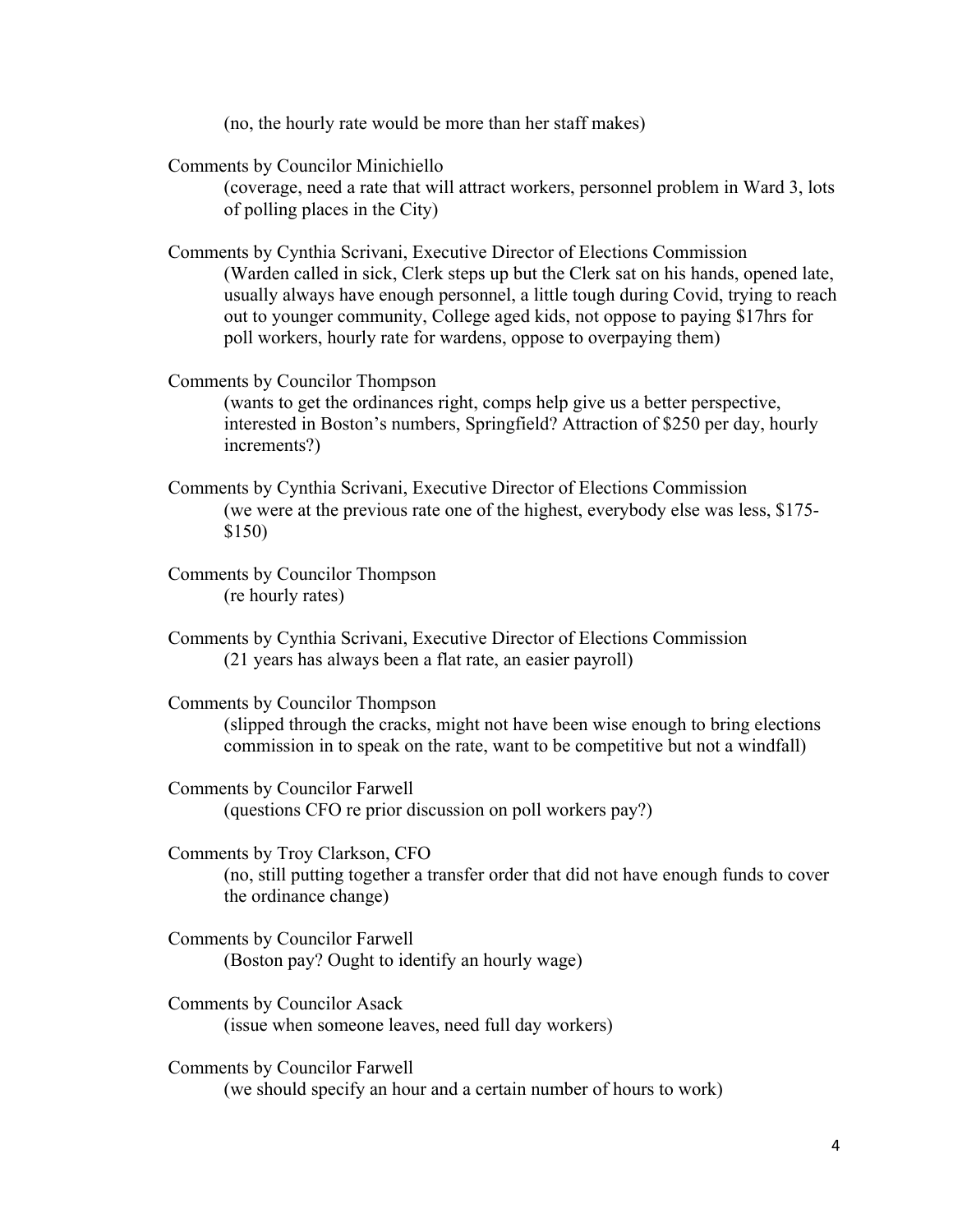(no, the hourly rate would be more than her staff makes)

Comments by Councilor Minichiello

(coverage, need a rate that will attract workers, personnel problem in Ward 3, lots of polling places in the City)

Comments by Cynthia Scrivani, Executive Director of Elections Commission

(Warden called in sick, Clerk steps up but the Clerk sat on his hands, opened late, usually always have enough personnel, a little tough during Covid, trying to reach out to younger community, College aged kids, not oppose to paying $17hrs for poll workers, hourly rate for wardens, oppose to overpaying them)

Comments by Councilor Thompson

(wants to get the ordinances right, comps help give us a better perspective, interested in Boston's numbers, Springfield? Attraction of $250 per day, hourly increments?)

Comments by Cynthia Scrivani, Executive Director of Elections Commission

(we were at the previous rate one of the highest, everybody else was less, $175-$150)

Comments by Councilor Thompson

(re hourly rates)

Comments by Cynthia Scrivani, Executive Director of Elections Commission

(21 years has always been a flat rate, an easier payroll)

Comments by Councilor Thompson

(slipped through the cracks, might not have been wise enough to bring elections commission in to speak on the rate, want to be competitive but not a windfall)

Comments by Councilor Farwell

(questions CFO re prior discussion on poll workers pay?)

Comments by Troy Clarkson, CFO

(no, still putting together a transfer order that did not have enough funds to cover the ordinance change)

Comments by Councilor Farwell

(Boston pay? Ought to identify an hourly wage)

Comments by Councilor Asack

(issue when someone leaves, need full day workers)

Comments by Councilor Farwell

(we should specify an hour and a certain number of hours to work)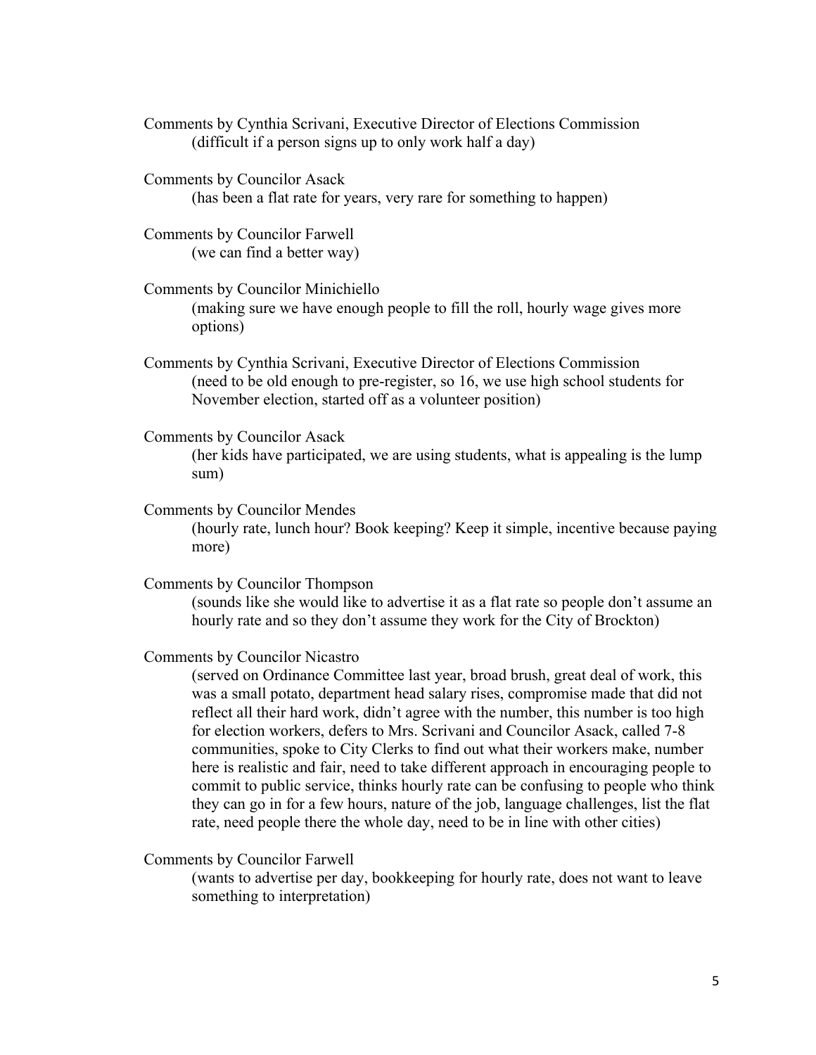Comments by Cynthia Scrivani, Executive Director of Elections Commission
(difficult if a person signs up to only work half a day)

Comments by Councilor Asack
(has been a flat rate for years, very rare for something to happen)

Comments by Councilor Farwell
(we can find a better way)

Comments by Councilor Minichiello
(making sure we have enough people to fill the roll, hourly wage gives more options)

Comments by Cynthia Scrivani, Executive Director of Elections Commission
(need to be old enough to pre-register, so 16, we use high school students for November election, started off as a volunteer position)

Comments by Councilor Asack
(her kids have participated, we are using students, what is appealing is the lump sum)

Comments by Councilor Mendes
(hourly rate, lunch hour? Book keeping? Keep it simple, incentive because paying more)

Comments by Councilor Thompson
(sounds like she would like to advertise it as a flat rate so people don't assume an hourly rate and so they don't assume they work for the City of Brockton)

Comments by Councilor Nicastro
(served on Ordinance Committee last year, broad brush, great deal of work, this was a small potato, department head salary rises, compromise made that did not reflect all their hard work, didn't agree with the number, this number is too high for election workers, defers to Mrs. Scrivani and Councilor Asack, called 7-8 communities, spoke to City Clerks to find out what their workers make, number here is realistic and fair, need to take different approach in encouraging people to commit to public service, thinks hourly rate can be confusing to people who think they can go in for a few hours, nature of the job, language challenges, list the flat rate, need people there the whole day, need to be in line with other cities)

Comments by Councilor Farwell
(wants to advertise per day, bookkeeping for hourly rate, does not want to leave something to interpretation)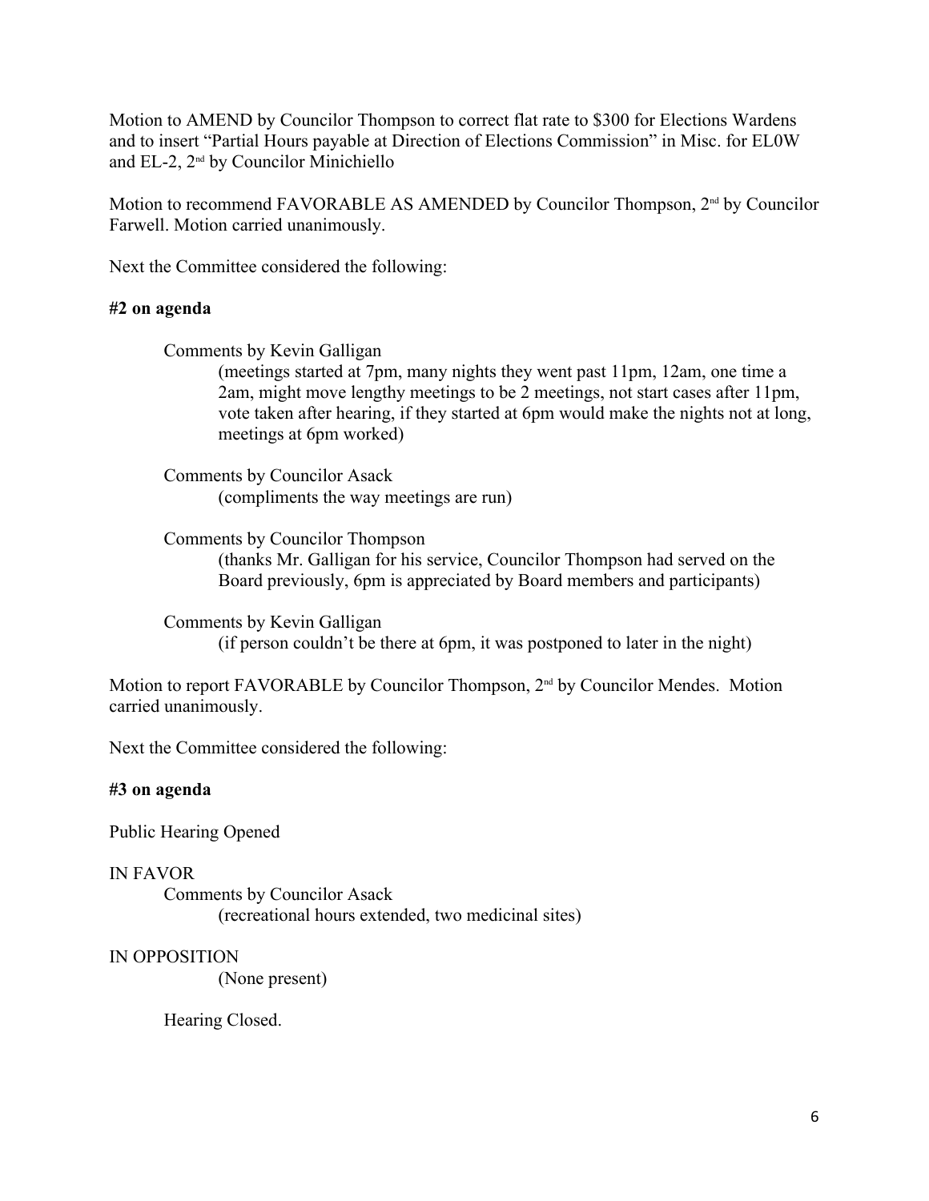Motion to AMEND by Councilor Thompson to correct flat rate to $300 for Elections Wardens and to insert "Partial Hours payable at Direction of Elections Commission" in Misc. for EL0W and EL-2, 2nd by Councilor Minichiello

Motion to recommend FAVORABLE AS AMENDED by Councilor Thompson, 2nd by Councilor Farwell. Motion carried unanimously.

Next the Committee considered the following:

**#2 on agenda**

Comments by Kevin Galligan
(meetings started at 7pm, many nights they went past 11pm, 12am, one time a 2am, might move lengthy meetings to be 2 meetings, not start cases after 11pm, vote taken after hearing, if they started at 6pm would make the nights not at long, meetings at 6pm worked)

Comments by Councilor Asack
(compliments the way meetings are run)

Comments by Councilor Thompson
(thanks Mr. Galligan for his service, Councilor Thompson had served on the Board previously, 6pm is appreciated by Board members and participants)

Comments by Kevin Galligan
(if person couldn't be there at 6pm, it was postponed to later in the night)

Motion to report FAVORABLE by Councilor Thompson, 2nd by Councilor Mendes. Motion carried unanimously.

Next the Committee considered the following:

**#3 on agenda**

Public Hearing Opened

IN FAVOR

Comments by Councilor Asack
(recreational hours extended, two medicinal sites)

IN OPPOSITION

(None present)

Hearing Closed.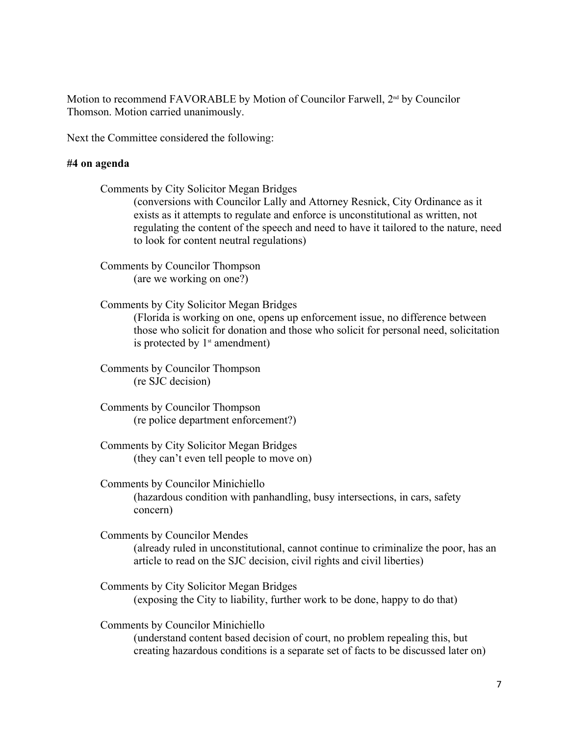Motion to recommend FAVORABLE by Motion of Councilor Farwell, 2nd by Councilor Thomson. Motion carried unanimously.

Next the Committee considered the following:

**#4 on agenda**

Comments by City Solicitor Megan Bridges
(conversions with Councilor Lally and Attorney Resnick, City Ordinance as it exists as it attempts to regulate and enforce is unconstitutional as written, not regulating the content of the speech and need to have it tailored to the nature, need to look for content neutral regulations)

Comments by Councilor Thompson
(are we working on one?)

Comments by City Solicitor Megan Bridges
(Florida is working on one, opens up enforcement issue, no difference between those who solicit for donation and those who solicit for personal need, solicitation is protected by 1st amendment)

Comments by Councilor Thompson
(re SJC decision)

Comments by Councilor Thompson
(re police department enforcement?)

Comments by City Solicitor Megan Bridges
(they can't even tell people to move on)

Comments by Councilor Minichiello
(hazardous condition with panhandling, busy intersections, in cars, safety concern)

Comments by Councilor Mendes
(already ruled in unconstitutional, cannot continue to criminalize the poor, has an article to read on the SJC decision, civil rights and civil liberties)

Comments by City Solicitor Megan Bridges
(exposing the City to liability, further work to be done, happy to do that)

Comments by Councilor Minichiello
(understand content based decision of court, no problem repealing this, but creating hazardous conditions is a separate set of facts to be discussed later on)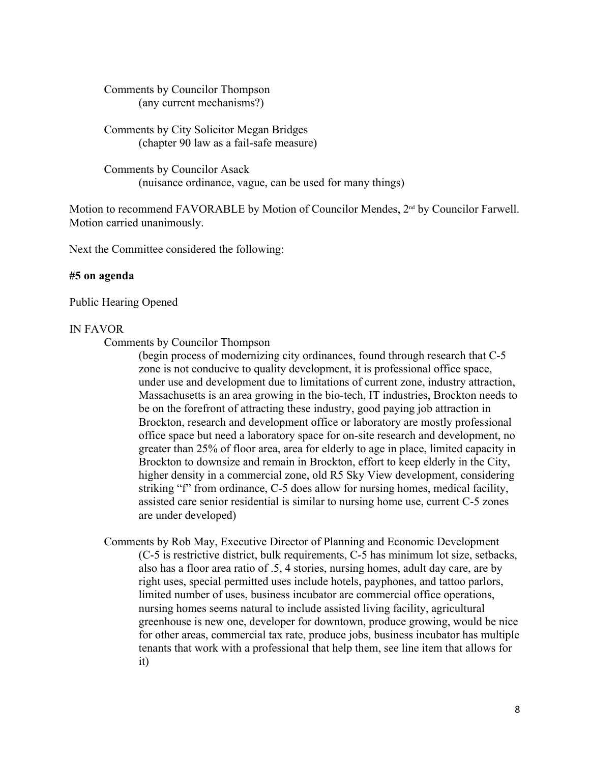Comments by Councilor Thompson
(any current mechanisms?)

Comments by City Solicitor Megan Bridges
(chapter 90 law as a fail-safe measure)

Comments by Councilor Asack
(nuisance ordinance, vague, can be used for many things)

Motion to recommend FAVORABLE by Motion of Councilor Mendes, 2nd by Councilor Farwell. Motion carried unanimously.

Next the Committee considered the following:

**#5 on agenda**

Public Hearing Opened

IN FAVOR

Comments by Councilor Thompson
(begin process of modernizing city ordinances, found through research that C-5 zone is not conducive to quality development, it is professional office space, under use and development due to limitations of current zone, industry attraction, Massachusetts is an area growing in the bio-tech, IT industries, Brockton needs to be on the forefront of attracting these industry, good paying job attraction in Brockton, research and development office or laboratory are mostly professional office space but need a laboratory space for on-site research and development, no greater than 25% of floor area, area for elderly to age in place, limited capacity in Brockton to downsize and remain in Brockton, effort to keep elderly in the City, higher density in a commercial zone, old R5 Sky View development, considering striking "f" from ordinance, C-5 does allow for nursing homes, medical facility, assisted care senior residential is similar to nursing home use, current C-5 zones are under developed)

Comments by Rob May, Executive Director of Planning and Economic Development
(C-5 is restrictive district, bulk requirements, C-5 has minimum lot size, setbacks, also has a floor area ratio of .5, 4 stories, nursing homes, adult day care, are by right uses, special permitted uses include hotels, payphones, and tattoo parlors, limited number of uses, business incubator are commercial office operations, nursing homes seems natural to include assisted living facility, agricultural greenhouse is new one, developer for downtown, produce growing, would be nice for other areas, commercial tax rate, produce jobs, business incubator has multiple tenants that work with a professional that help them, see line item that allows for it)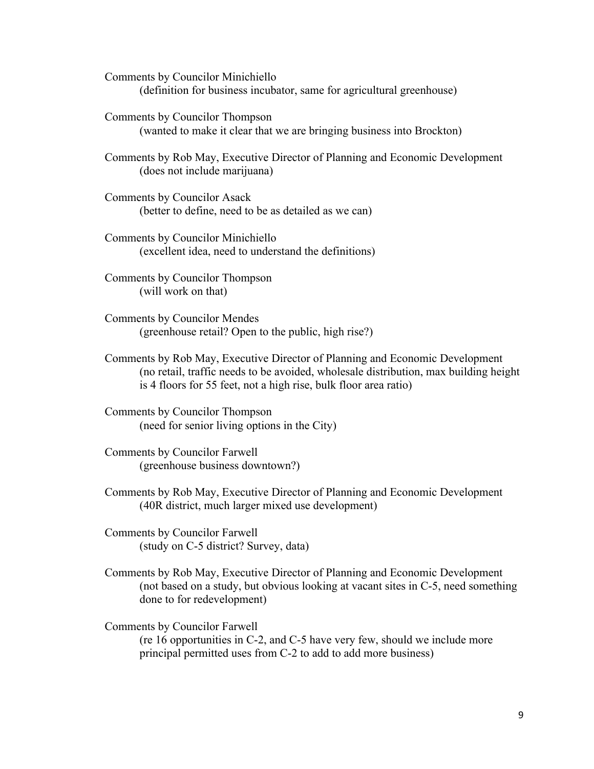Comments by Councilor Minichiello
(definition for business incubator, same for agricultural greenhouse)

Comments by Councilor Thompson
(wanted to make it clear that we are bringing business into Brockton)

Comments by Rob May, Executive Director of Planning and Economic Development
(does not include marijuana)

Comments by Councilor Asack
(better to define, need to be as detailed as we can)

Comments by Councilor Minichiello
(excellent idea, need to understand the definitions)

Comments by Councilor Thompson
(will work on that)

Comments by Councilor Mendes
(greenhouse retail? Open to the public, high rise?)

Comments by Rob May, Executive Director of Planning and Economic Development
(no retail, traffic needs to be avoided, wholesale distribution, max building height is 4 floors for 55 feet, not a high rise, bulk floor area ratio)

Comments by Councilor Thompson
(need for senior living options in the City)

Comments by Councilor Farwell
(greenhouse business downtown?)

Comments by Rob May, Executive Director of Planning and Economic Development
(40R district, much larger mixed use development)

Comments by Councilor Farwell
(study on C-5 district? Survey, data)

Comments by Rob May, Executive Director of Planning and Economic Development
(not based on a study, but obvious looking at vacant sites in C-5, need something done to for redevelopment)

Comments by Councilor Farwell
(re 16 opportunities in C-2, and C-5 have very few, should we include more principal permitted uses from C-2 to add to add more business)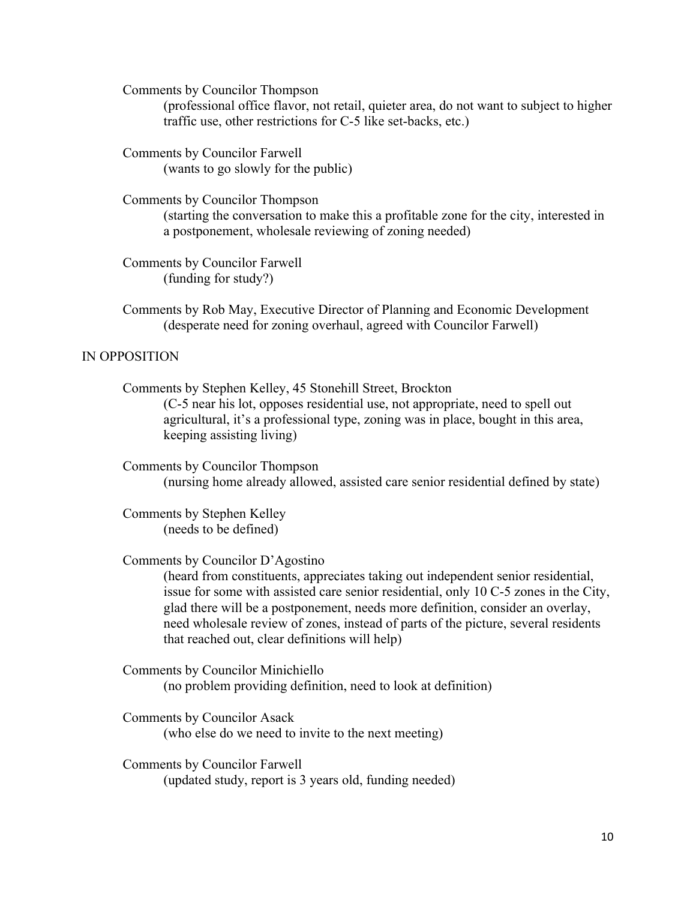Comments by Councilor Thompson

(professional office flavor, not retail, quieter area, do not want to subject to higher traffic use, other restrictions for C-5 like set-backs, etc.)

Comments by Councilor Farwell

(wants to go slowly for the public)

Comments by Councilor Thompson

(starting the conversation to make this a profitable zone for the city, interested in a postponement, wholesale reviewing of zoning needed)

Comments by Councilor Farwell

(funding for study?)

Comments by Rob May, Executive Director of Planning and Economic Development

(desperate need for zoning overhaul, agreed with Councilor Farwell)

IN OPPOSITION

Comments by Stephen Kelley, 45 Stonehill Street, Brockton

(C-5 near his lot, opposes residential use, not appropriate, need to spell out agricultural, it's a professional type, zoning was in place, bought in this area, keeping assisting living)

Comments by Councilor Thompson

(nursing home already allowed, assisted care senior residential defined by state)

Comments by Stephen Kelley

(needs to be defined)

Comments by Councilor D'Agostino

(heard from constituents, appreciates taking out independent senior residential, issue for some with assisted care senior residential, only 10 C-5 zones in the City, glad there will be a postponement, needs more definition, consider an overlay, need wholesale review of zones, instead of parts of the picture, several residents that reached out, clear definitions will help)

Comments by Councilor Minichiello

(no problem providing definition, need to look at definition)

Comments by Councilor Asack

(who else do we need to invite to the next meeting)

Comments by Councilor Farwell

(updated study, report is 3 years old, funding needed)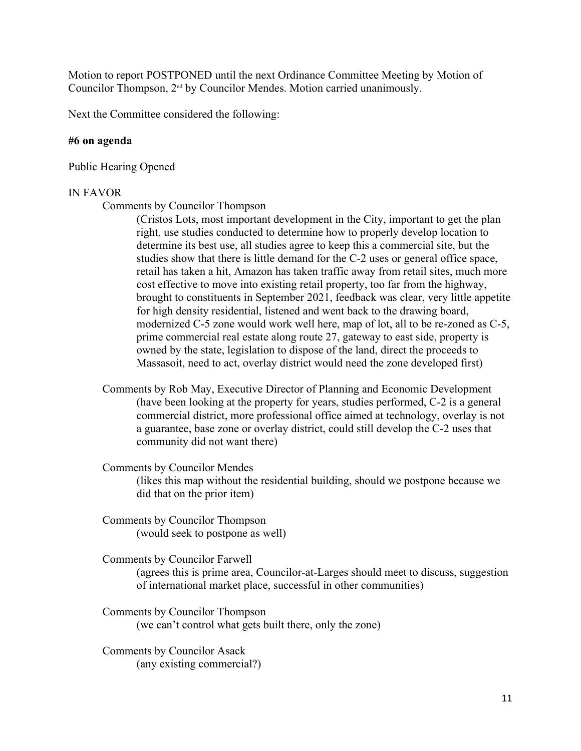Motion to report POSTPONED until the next Ordinance Committee Meeting by Motion of Councilor Thompson, 2nd by Councilor Mendes. Motion carried unanimously.

Next the Committee considered the following:

**#6 on agenda**

Public Hearing Opened

IN FAVOR

Comments by Councilor Thompson

(Cristos Lots, most important development in the City, important to get the plan right, use studies conducted to determine how to properly develop location to determine its best use, all studies agree to keep this a commercial site, but the studies show that there is little demand for the C-2 uses or general office space, retail has taken a hit, Amazon has taken traffic away from retail sites, much more cost effective to move into existing retail property, too far from the highway, brought to constituents in September 2021, feedback was clear, very little appetite for high density residential, listened and went back to the drawing board, modernized C-5 zone would work well here, map of lot, all to be re-zoned as C-5, prime commercial real estate along route 27, gateway to east side, property is owned by the state, legislation to dispose of the land, direct the proceeds to Massasoit, need to act, overlay district would need the zone developed first)

Comments by Rob May, Executive Director of Planning and Economic Development

(have been looking at the property for years, studies performed, C-2 is a general commercial district, more professional office aimed at technology, overlay is not a guarantee, base zone or overlay district, could still develop the C-2 uses that community did not want there)

Comments by Councilor Mendes

(likes this map without the residential building, should we postpone because we did that on the prior item)

Comments by Councilor Thompson

(would seek to postpone as well)

Comments by Councilor Farwell

(agrees this is prime area, Councilor-at-Larges should meet to discuss, suggestion of international market place, successful in other communities)

Comments by Councilor Thompson

(we can't control what gets built there, only the zone)

Comments by Councilor Asack

(any existing commercial?)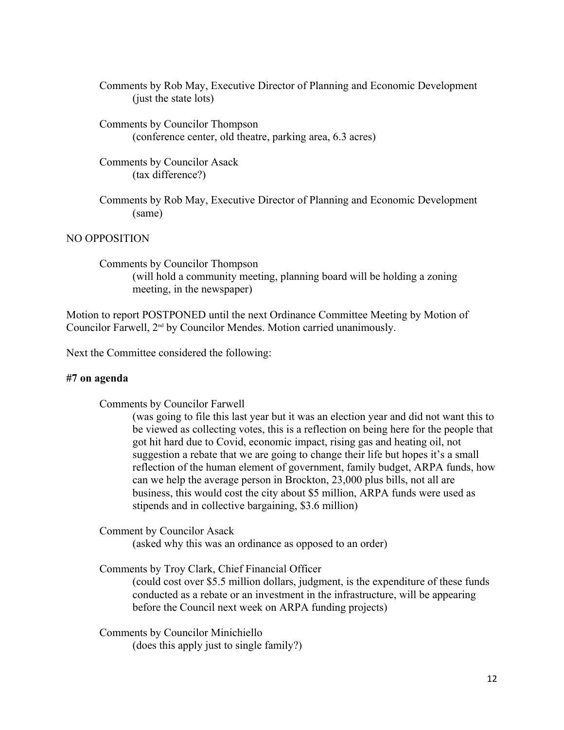Comments by Rob May, Executive Director of Planning and Economic Development
(just the state lots)

Comments by Councilor Thompson
(conference center, old theatre, parking area, 6.3 acres)

Comments by Councilor Asack
(tax difference?)

Comments by Rob May, Executive Director of Planning and Economic Development
(same)

NO OPPOSITION

Comments by Councilor Thompson
(will hold a community meeting, planning board will be holding a zoning meeting, in the newspaper)

Motion to report POSTPONED until the next Ordinance Committee Meeting by Motion of Councilor Farwell, 2nd by Councilor Mendes. Motion carried unanimously.

Next the Committee considered the following:

**#7 on agenda**

Comments by Councilor Farwell
(was going to file this last year but it was an election year and did not want this to be viewed as collecting votes, this is a reflection on being here for the people that got hit hard due to Covid, economic impact, rising gas and heating oil, not suggestion a rebate that we are going to change their life but hopes it's a small reflection of the human element of government, family budget, ARPA funds, how can we help the average person in Brockton, 23,000 plus bills, not all are business, this would cost the city about $5 million, ARPA funds were used as stipends and in collective bargaining, $3.6 million)

Comment by Councilor Asack
(asked why this was an ordinance as opposed to an order)

Comments by Troy Clark, Chief Financial Officer
(could cost over $5.5 million dollars, judgment, is the expenditure of these funds conducted as a rebate or an investment in the infrastructure, will be appearing before the Council next week on ARPA funding projects)

Comments by Councilor Minichiello
(does this apply just to single family?)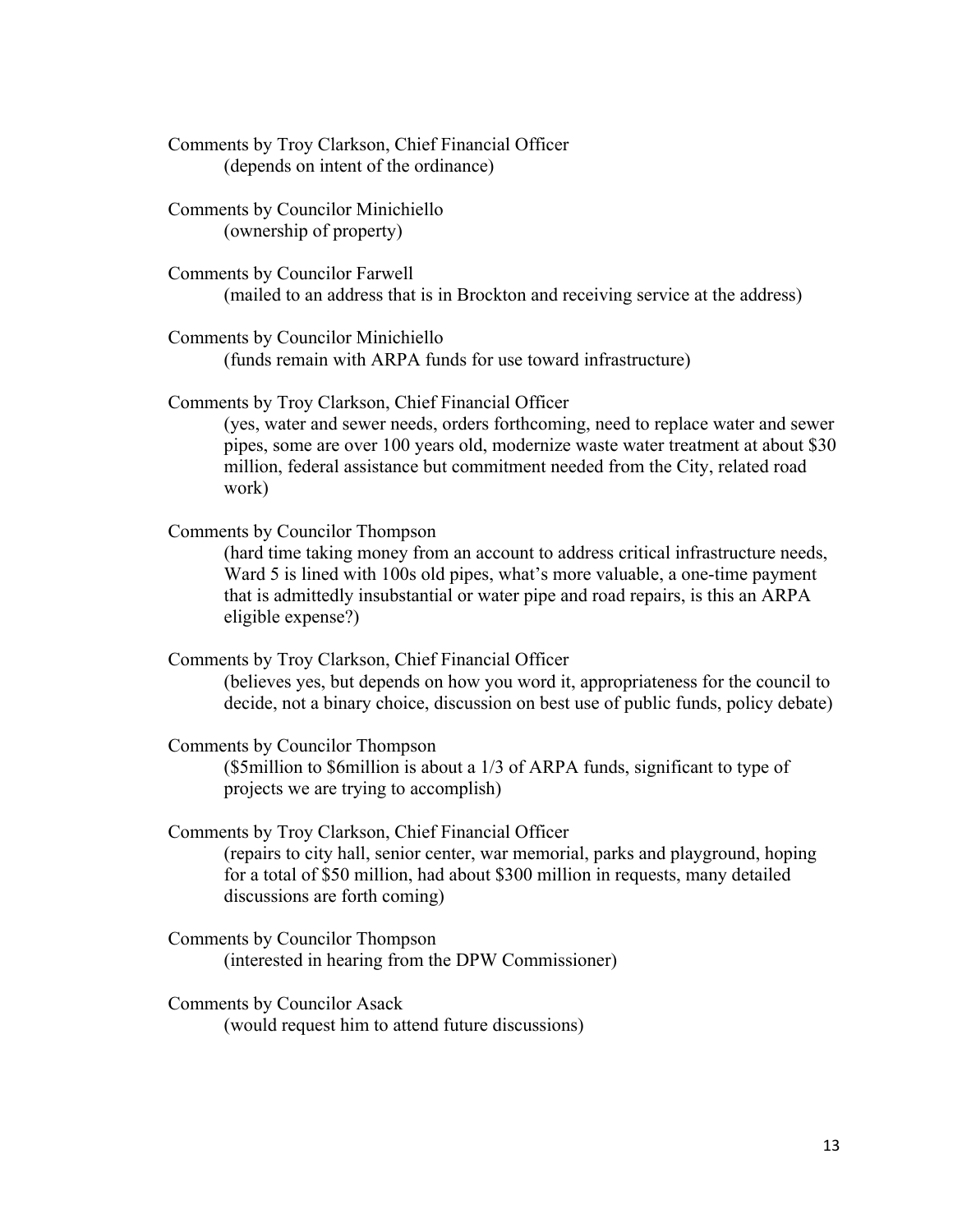Comments by Troy Clarkson, Chief Financial Officer
(depends on intent of the ordinance)

Comments by Councilor Minichiello
(ownership of property)

Comments by Councilor Farwell
(mailed to an address that is in Brockton and receiving service at the address)

Comments by Councilor Minichiello
(funds remain with ARPA funds for use toward infrastructure)

Comments by Troy Clarkson, Chief Financial Officer
(yes, water and sewer needs, orders forthcoming, need to replace water and sewer pipes, some are over 100 years old, modernize waste water treatment at about $30 million, federal assistance but commitment needed from the City, related road work)

Comments by Councilor Thompson
(hard time taking money from an account to address critical infrastructure needs, Ward 5 is lined with 100s old pipes, what's more valuable, a one-time payment that is admittedly insubstantial or water pipe and road repairs, is this an ARPA eligible expense?)

Comments by Troy Clarkson, Chief Financial Officer
(believes yes, but depends on how you word it, appropriateness for the council to decide, not a binary choice, discussion on best use of public funds, policy debate)

Comments by Councilor Thompson
($5million to $6million is about a 1/3 of ARPA funds, significant to type of projects we are trying to accomplish)

Comments by Troy Clarkson, Chief Financial Officer
(repairs to city hall, senior center, war memorial, parks and playground, hoping for a total of $50 million, had about $300 million in requests, many detailed discussions are forth coming)

Comments by Councilor Thompson
(interested in hearing from the DPW Commissioner)

Comments by Councilor Asack
(would request him to attend future discussions)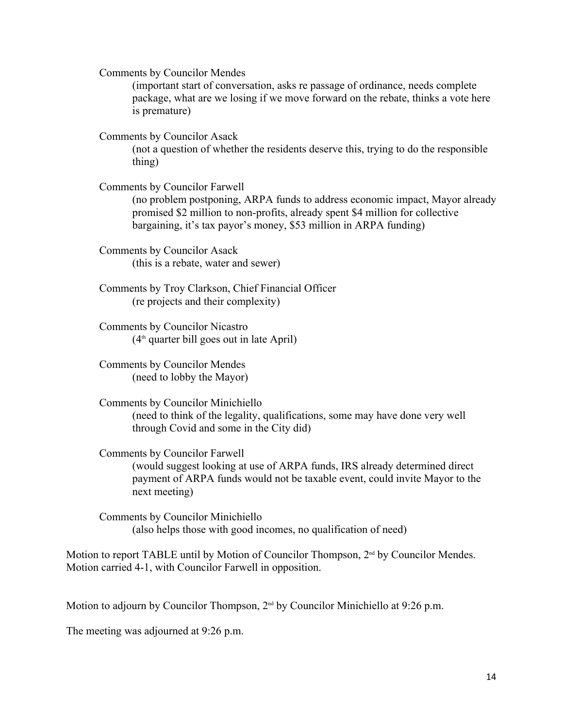Comments by Councilor Mendes

(important start of conversation, asks re passage of ordinance, needs complete package, what are we losing if we move forward on the rebate, thinks a vote here is premature)

Comments by Councilor Asack

(not a question of whether the residents deserve this, trying to do the responsible thing)

Comments by Councilor Farwell

(no problem postponing, ARPA funds to address economic impact, Mayor already promised $2 million to non-profits, already spent $4 million for collective bargaining, it's tax payor's money, $53 million in ARPA funding)

Comments by Councilor Asack

(this is a rebate, water and sewer)

Comments by Troy Clarkson, Chief Financial Officer

(re projects and their complexity)

Comments by Councilor Nicastro

(4th quarter bill goes out in late April)

Comments by Councilor Mendes

(need to lobby the Mayor)

Comments by Councilor Minichiello

(need to think of the legality, qualifications, some may have done very well through Covid and some in the City did)

Comments by Councilor Farwell

(would suggest looking at use of ARPA funds, IRS already determined direct payment of ARPA funds would not be taxable event, could invite Mayor to the next meeting)

Comments by Councilor Minichiello

(also helps those with good incomes, no qualification of need)

Motion to report TABLE until by Motion of Councilor Thompson, 2nd by Councilor Mendes. Motion carried 4-1, with Councilor Farwell in opposition.

Motion to adjourn by Councilor Thompson, 2nd by Councilor Minichiello at 9:26 p.m.

The meeting was adjourned at 9:26 p.m.